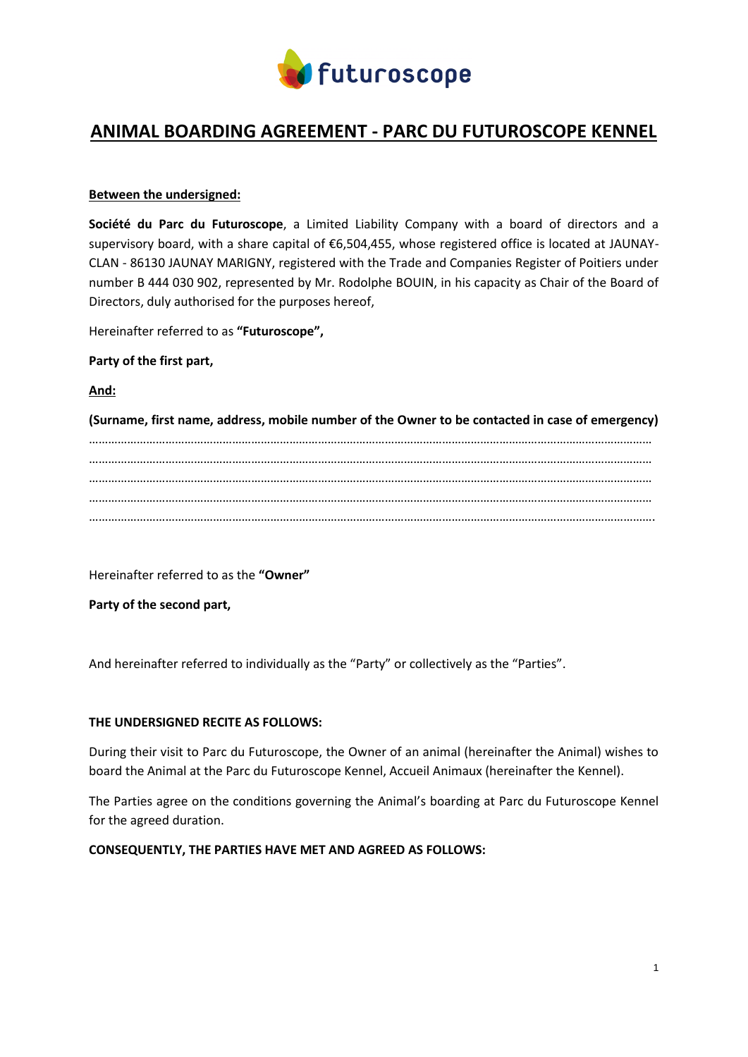# ANIMAL BOARDING AGREEMENT - PARC DU FUTUROSCOPE KENNEL

**Between the undersigned:**

**Société du Parc du Futuroscope**, a Limited Liability Company with a board of directors and a supervisory board, with a share capital of €6,504,455, whose registered office is located at JAUNAY-CLAN - 86130 JAUNAY MARIGNY, registered with the Trade and Companies Register of Poitiers under number B 444 030 902, represented by Mr. Rodolphe BOUIN, in his capacity as Chair of the Board of Directors, duly authorised for the purposes hereof,

Hereinafter referred to as **"Futuroscope",**

**Party of the first part,**

**And:**

**(Surname, first name, address, mobile number of the Owner to be contacted in case of emergency)**

……………………………………………………………………………………………………………………………………………………

……………………………………………………………………………………………………………………………………………………

……………………………………………………………………………………………………………………………………………………

……………………………………………………………………………………………………………………………………………………

……………………………………………………………………………………………………………………………………………………

Hereinafter referred to as the **"Owner"**

**Party of the second part,**

And hereinafter referred to individually as the "Party" or collectively as the "Parties".

**THE UNDERSIGNED RECITE AS FOLLOWS:**

During their visit to Parc du Futuroscope, the Owner of an animal (hereinafter the Animal) wishes to board the Animal at the Parc du Futuroscope Kennel, Accueil Animaux (hereinafter the Kennel).

The Parties agree on the conditions governing the Animal's boarding at Parc du Futuroscope Kennel for the agreed duration.

**CONSEQUENTLY, THE PARTIES HAVE MET AND AGREED AS FOLLOWS:**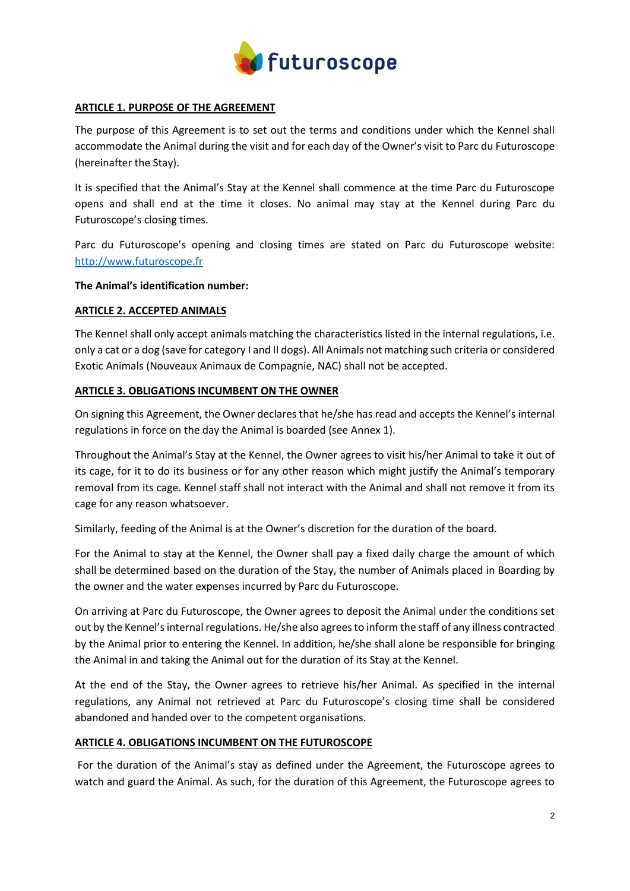## ARTICLE 1. PURPOSE OF THE AGREEMENT

The purpose of this Agreement is to set out the terms and conditions under which the Kennel shall accommodate the Animal during the visit and for each day of the Owner's visit to Parc du Futuroscope (hereinafter the Stay).

It is specified that the Animal's Stay at the Kennel shall commence at the time Parc du Futuroscope opens and shall end at the time it closes. No animal may stay at the Kennel during Parc du Futuroscope's closing times.

Parc du Futuroscope's opening and closing times are stated on Parc du Futuroscope website: http://www.futuroscope.fr

**The Animal's identification number:**

## ARTICLE 2. ACCEPTED ANIMALS

The Kennel shall only accept animals matching the characteristics listed in the internal regulations, i.e. only a cat or a dog (save for category I and II dogs). All Animals not matching such criteria or considered Exotic Animals (Nouveaux Animaux de Compagnie, NAC) shall not be accepted.

## ARTICLE 3. OBLIGATIONS INCUMBENT ON THE OWNER

On signing this Agreement, the Owner declares that he/she has read and accepts the Kennel's internal regulations in force on the day the Animal is boarded (see Annex 1).

Throughout the Animal's Stay at the Kennel, the Owner agrees to visit his/her Animal to take it out of its cage, for it to do its business or for any other reason which might justify the Animal's temporary removal from its cage. Kennel staff shall not interact with the Animal and shall not remove it from its cage for any reason whatsoever.

Similarly, feeding of the Animal is at the Owner's discretion for the duration of the board.

For the Animal to stay at the Kennel, the Owner shall pay a fixed daily charge the amount of which shall be determined based on the duration of the Stay, the number of Animals placed in Boarding by the owner and the water expenses incurred by Parc du Futuroscope.

On arriving at Parc du Futuroscope, the Owner agrees to deposit the Animal under the conditions set out by the Kennel's internal regulations. He/she also agrees to inform the staff of any illness contracted by the Animal prior to entering the Kennel. In addition, he/she shall alone be responsible for bringing the Animal in and taking the Animal out for the duration of its Stay at the Kennel.

At the end of the Stay, the Owner agrees to retrieve his/her Animal. As specified in the internal regulations, any Animal not retrieved at Parc du Futuroscope's closing time shall be considered abandoned and handed over to the competent organisations.

## ARTICLE 4. OBLIGATIONS INCUMBENT ON THE FUTUROSCOPE

For the duration of the Animal's stay as defined under the Agreement, the Futuroscope agrees to watch and guard the Animal. As such, for the duration of this Agreement, the Futuroscope agrees to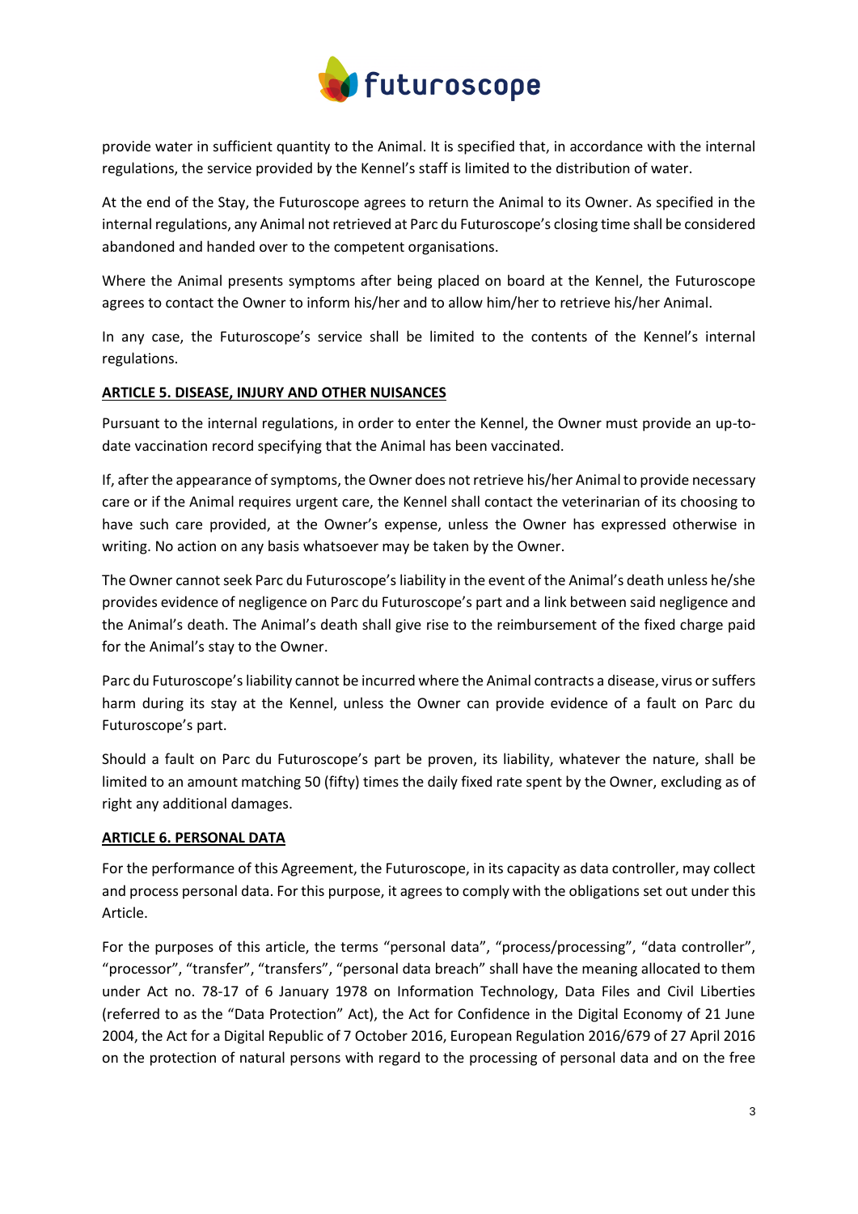provide water in sufficient quantity to the Animal. It is specified that, in accordance with the internal regulations, the service provided by the Kennel's staff is limited to the distribution of water.

At the end of the Stay, the Futuroscope agrees to return the Animal to its Owner. As specified in the internal regulations, any Animal not retrieved at Parc du Futuroscope's closing time shall be considered abandoned and handed over to the competent organisations.

Where the Animal presents symptoms after being placed on board at the Kennel, the Futuroscope agrees to contact the Owner to inform his/her and to allow him/her to retrieve his/her Animal.

In any case, the Futuroscope's service shall be limited to the contents of the Kennel's internal regulations.

**ARTICLE 5. DISEASE, INJURY AND OTHER NUISANCES**

Pursuant to the internal regulations, in order to enter the Kennel, the Owner must provide an up-to-date vaccination record specifying that the Animal has been vaccinated.

If, after the appearance of symptoms, the Owner does not retrieve his/her Animal to provide necessary care or if the Animal requires urgent care, the Kennel shall contact the veterinarian of its choosing to have such care provided, at the Owner's expense, unless the Owner has expressed otherwise in writing. No action on any basis whatsoever may be taken by the Owner.

The Owner cannot seek Parc du Futuroscope's liability in the event of the Animal's death unless he/she provides evidence of negligence on Parc du Futuroscope's part and a link between said negligence and the Animal's death. The Animal's death shall give rise to the reimbursement of the fixed charge paid for the Animal's stay to the Owner.

Parc du Futuroscope's liability cannot be incurred where the Animal contracts a disease, virus or suffers harm during its stay at the Kennel, unless the Owner can provide evidence of a fault on Parc du Futuroscope's part.

Should a fault on Parc du Futuroscope's part be proven, its liability, whatever the nature, shall be limited to an amount matching 50 (fifty) times the daily fixed rate spent by the Owner, excluding as of right any additional damages.

**ARTICLE 6. PERSONAL DATA**

For the performance of this Agreement, the Futuroscope, in its capacity as data controller, may collect and process personal data. For this purpose, it agrees to comply with the obligations set out under this Article.

For the purposes of this article, the terms "personal data", "process/processing", "data controller", "processor", "transfer", "transfers", "personal data breach" shall have the meaning allocated to them under Act no. 78-17 of 6 January 1978 on Information Technology, Data Files and Civil Liberties (referred to as the "Data Protection" Act), the Act for Confidence in the Digital Economy of 21 June 2004, the Act for a Digital Republic of 7 October 2016, European Regulation 2016/679 of 27 April 2016 on the protection of natural persons with regard to the processing of personal data and on the free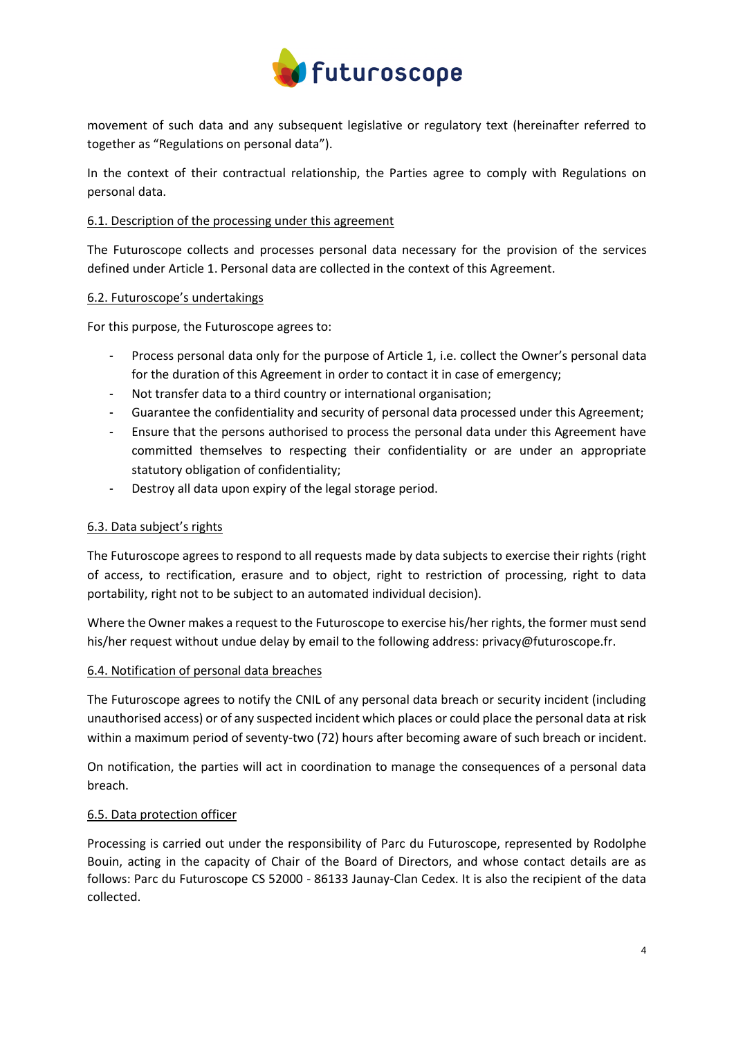movement of such data and any subsequent legislative or regulatory text (hereinafter referred to together as "Regulations on personal data").

In the context of their contractual relationship, the Parties agree to comply with Regulations on personal data.

6.1. Description of the processing under this agreement

The Futuroscope collects and processes personal data necessary for the provision of the services defined under Article 1. Personal data are collected in the context of this Agreement.

6.2. Futuroscope's undertakings

For this purpose, the Futuroscope agrees to:

- Process personal data only for the purpose of Article 1, i.e. collect the Owner's personal data for the duration of this Agreement in order to contact it in case of emergency;
- Not transfer data to a third country or international organisation;
- Guarantee the confidentiality and security of personal data processed under this Agreement;
- Ensure that the persons authorised to process the personal data under this Agreement have committed themselves to respecting their confidentiality or are under an appropriate statutory obligation of confidentiality;
- Destroy all data upon expiry of the legal storage period.

6.3. Data subject's rights

The Futuroscope agrees to respond to all requests made by data subjects to exercise their rights (right of access, to rectification, erasure and to object, right to restriction of processing, right to data portability, right not to be subject to an automated individual decision).

Where the Owner makes a request to the Futuroscope to exercise his/her rights, the former must send his/her request without undue delay by email to the following address: privacy@futuroscope.fr.

6.4. Notification of personal data breaches

The Futuroscope agrees to notify the CNIL of any personal data breach or security incident (including unauthorised access) or of any suspected incident which places or could place the personal data at risk within a maximum period of seventy-two (72) hours after becoming aware of such breach or incident.

On notification, the parties will act in coordination to manage the consequences of a personal data breach.

6.5. Data protection officer

Processing is carried out under the responsibility of Parc du Futuroscope, represented by Rodolphe Bouin, acting in the capacity of Chair of the Board of Directors, and whose contact details are as follows: Parc du Futuroscope CS 52000 - 86133 Jaunay-Clan Cedex. It is also the recipient of the data collected.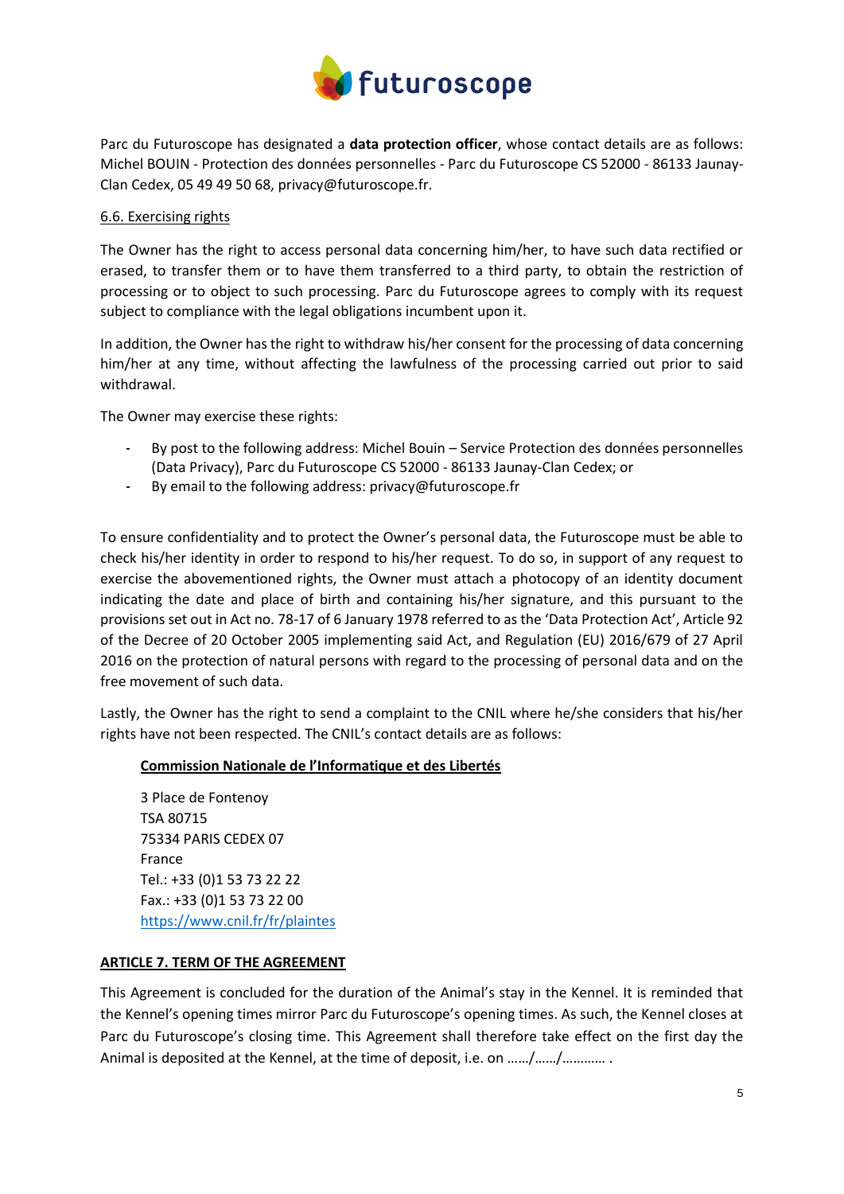Parc du Futuroscope has designated a **data protection officer**, whose contact details are as follows: Michel BOUIN - Protection des données personnelles - Parc du Futuroscope CS 52000 - 86133 Jaunay-Clan Cedex, 05 49 49 50 68, privacy@futuroscope.fr.

6.6. Exercising rights

The Owner has the right to access personal data concerning him/her, to have such data rectified or erased, to transfer them or to have them transferred to a third party, to obtain the restriction of processing or to object to such processing. Parc du Futuroscope agrees to comply with its request subject to compliance with the legal obligations incumbent upon it.

In addition, the Owner has the right to withdraw his/her consent for the processing of data concerning him/her at any time, without affecting the lawfulness of the processing carried out prior to said withdrawal.

The Owner may exercise these rights:

- By post to the following address: Michel Bouin – Service Protection des données personnelles (Data Privacy), Parc du Futuroscope CS 52000 - 86133 Jaunay-Clan Cedex; or
- By email to the following address: privacy@futuroscope.fr

To ensure confidentiality and to protect the Owner's personal data, the Futuroscope must be able to check his/her identity in order to respond to his/her request. To do so, in support of any request to exercise the abovementioned rights, the Owner must attach a photocopy of an identity document indicating the date and place of birth and containing his/her signature, and this pursuant to the provisions set out in Act no. 78-17 of 6 January 1978 referred to as the 'Data Protection Act', Article 92 of the Decree of 20 October 2005 implementing said Act, and Regulation (EU) 2016/679 of 27 April 2016 on the protection of natural persons with regard to the processing of personal data and on the free movement of such data.

Lastly, the Owner has the right to send a complaint to the CNIL where he/she considers that his/her rights have not been respected. The CNIL's contact details are as follows:

**Commission Nationale de l'Informatique et des Libertés**

3 Place de Fontenoy
TSA 80715
75334 PARIS CEDEX 07
France
Tel.: +33 (0)1 53 73 22 22
Fax.: +33 (0)1 53 73 22 00
https://www.cnil.fr/fr/plaintes

## ARTICLE 7. TERM OF THE AGREEMENT

This Agreement is concluded for the duration of the Animal's stay in the Kennel. It is reminded that the Kennel's opening times mirror Parc du Futuroscope's opening times. As such, the Kennel closes at Parc du Futuroscope's closing time. This Agreement shall therefore take effect on the first day the Animal is deposited at the Kennel, at the time of deposit, i.e. on ……/……/………… .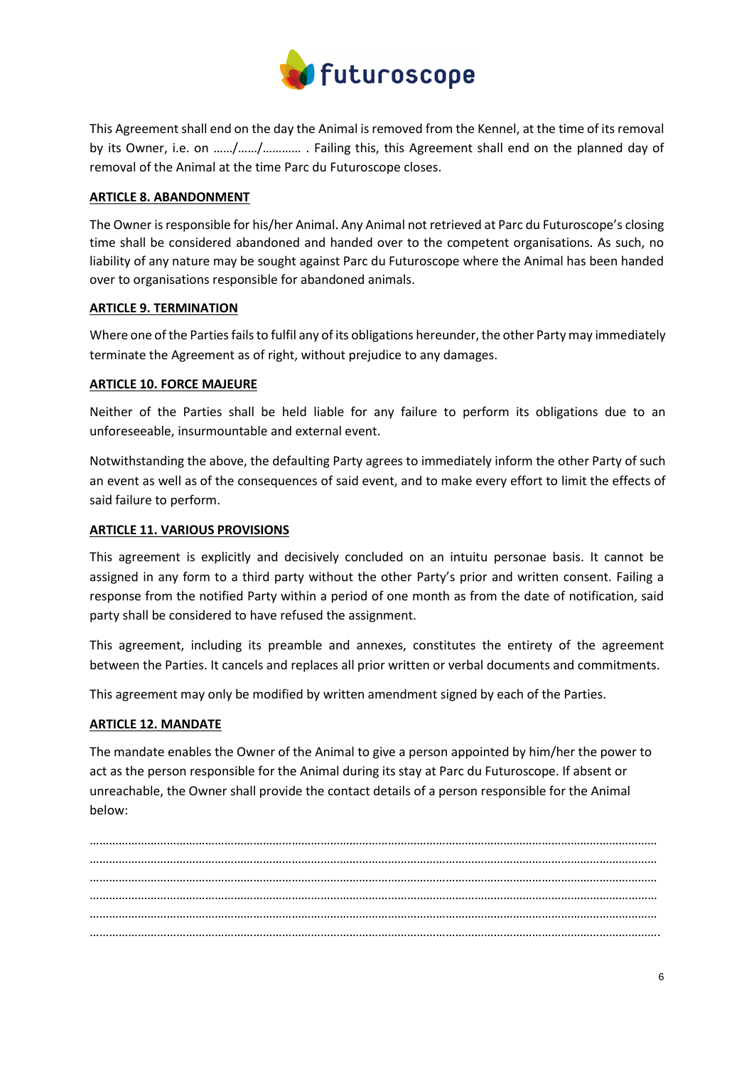This Agreement shall end on the day the Animal is removed from the Kennel, at the time of its removal by its Owner, i.e. on ……/……/………… . Failing this, this Agreement shall end on the planned day of removal of the Animal at the time Parc du Futuroscope closes.

**ARTICLE 8. ABANDONMENT**

The Owner is responsible for his/her Animal. Any Animal not retrieved at Parc du Futuroscope's closing time shall be considered abandoned and handed over to the competent organisations. As such, no liability of any nature may be sought against Parc du Futuroscope where the Animal has been handed over to organisations responsible for abandoned animals.

**ARTICLE 9. TERMINATION**

Where one of the Parties fails to fulfil any of its obligations hereunder, the other Party may immediately terminate the Agreement as of right, without prejudice to any damages.

**ARTICLE 10. FORCE MAJEURE**

Neither of the Parties shall be held liable for any failure to perform its obligations due to an unforeseeable, insurmountable and external event.

Notwithstanding the above, the defaulting Party agrees to immediately inform the other Party of such an event as well as of the consequences of said event, and to make every effort to limit the effects of said failure to perform.

**ARTICLE 11. VARIOUS PROVISIONS**

This agreement is explicitly and decisively concluded on an intuitu personae basis. It cannot be assigned in any form to a third party without the other Party's prior and written consent. Failing a response from the notified Party within a period of one month as from the date of notification, said party shall be considered to have refused the assignment.

This agreement, including its preamble and annexes, constitutes the entirety of the agreement between the Parties. It cancels and replaces all prior written or verbal documents and commitments.

This agreement may only be modified by written amendment signed by each of the Parties.

**ARTICLE 12. MANDATE**

The mandate enables the Owner of the Animal to give a person appointed by him/her the power to act as the person responsible for the Animal during its stay at Parc du Futuroscope. If absent or unreachable, the Owner shall provide the contact details of a person responsible for the Animal below:

……………………………………………………………………………………………………………………………………………………
……………………………………………………………………………………………………………………………………………………
……………………………………………………………………………………………………………………………………………………
……………………………………………………………………………………………………………………………………………………
……………………………………………………………………………………………………………………………………………………
…………………………………………………………………………………………………………………………………………………….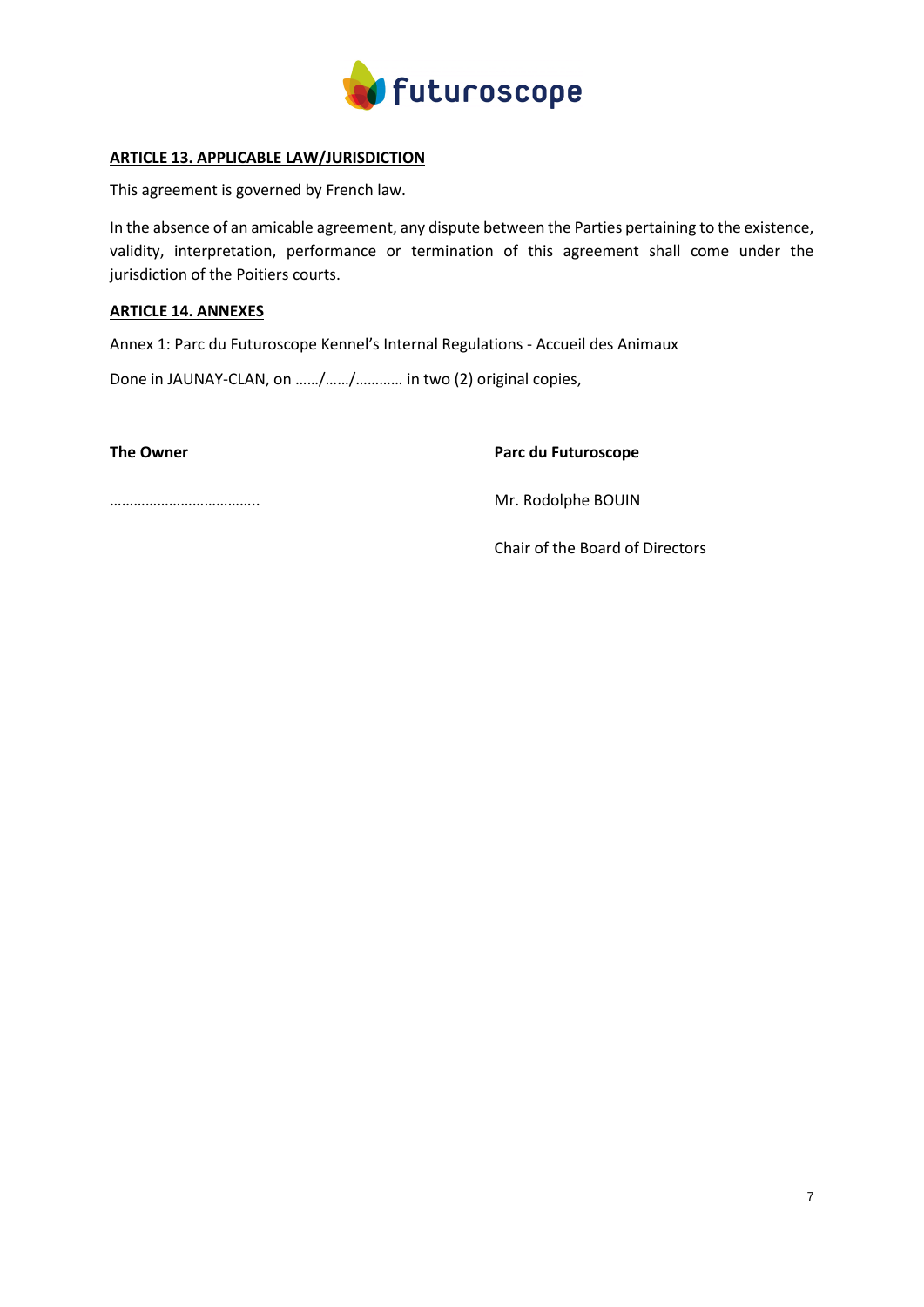**ARTICLE 13. APPLICABLE LAW/JURISDICTION**

This agreement is governed by French law.

In the absence of an amicable agreement, any dispute between the Parties pertaining to the existence, validity, interpretation, performance or termination of this agreement shall come under the jurisdiction of the Poitiers courts.

**ARTICLE 14. ANNEXES**

Annex 1: Parc du Futuroscope Kennel's Internal Regulations - Accueil des Animaux

Done in JAUNAY-CLAN, on ……/……/………… in two (2) original copies,

| **The Owner** | **Parc du Futuroscope** |
| --- | --- |
| ……………………………….. | Mr. Rodolphe BOUIN |
| | Chair of the Board of Directors |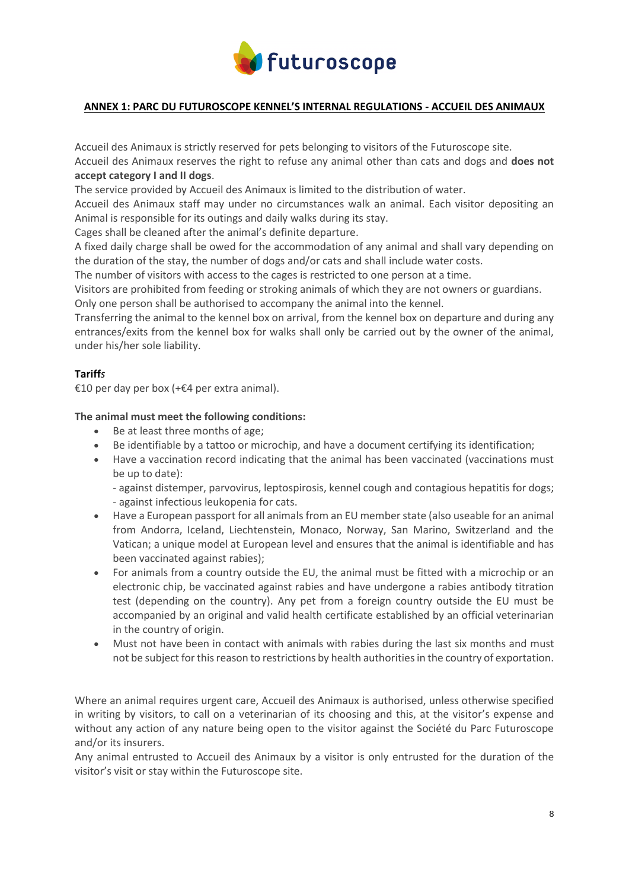## ANNEX 1: PARC DU FUTUROSCOPE KENNEL'S INTERNAL REGULATIONS - ACCUEIL DES ANIMAUX

Accueil des Animaux is strictly reserved for pets belonging to visitors of the Futuroscope site.
Accueil des Animaux reserves the right to refuse any animal other than cats and dogs and **does not accept category I and II dogs**.
The service provided by Accueil des Animaux is limited to the distribution of water.
Accueil des Animaux staff may under no circumstances walk an animal. Each visitor depositing an Animal is responsible for its outings and daily walks during its stay.
Cages shall be cleaned after the animal's definite departure.
A fixed daily charge shall be owed for the accommodation of any animal and shall vary depending on the duration of the stay, the number of dogs and/or cats and shall include water costs.
The number of visitors with access to the cages is restricted to one person at a time.
Visitors are prohibited from feeding or stroking animals of which they are not owners or guardians.
Only one person shall be authorised to accompany the animal into the kennel.
Transferring the animal to the kennel box on arrival, from the kennel box on departure and during any entrances/exits from the kennel box for walks shall only be carried out by the owner of the animal, under his/her sole liability.

**Tariff*s***
€10 per day per box (+€4 per extra animal).

**The animal must meet the following conditions:**

- Be at least three months of age;
- Be identifiable by a tattoo or microchip, and have a document certifying its identification;
- Have a vaccination record indicating that the animal has been vaccinated (vaccinations must be up to date):
  - against distemper, parvovirus, leptospirosis, kennel cough and contagious hepatitis for dogs;
  - against infectious leukopenia for cats.
- Have a European passport for all animals from an EU member state (also useable for an animal from Andorra, Iceland, Liechtenstein, Monaco, Norway, San Marino, Switzerland and the Vatican; a unique model at European level and ensures that the animal is identifiable and has been vaccinated against rabies);
- For animals from a country outside the EU, the animal must be fitted with a microchip or an electronic chip, be vaccinated against rabies and have undergone a rabies antibody titration test (depending on the country). Any pet from a foreign country outside the EU must be accompanied by an original and valid health certificate established by an official veterinarian in the country of origin.
- Must not have been in contact with animals with rabies during the last six months and must not be subject for this reason to restrictions by health authorities in the country of exportation.

Where an animal requires urgent care, Accueil des Animaux is authorised, unless otherwise specified in writing by visitors, to call on a veterinarian of its choosing and this, at the visitor's expense and without any action of any nature being open to the visitor against the Société du Parc Futuroscope and/or its insurers.
Any animal entrusted to Accueil des Animaux by a visitor is only entrusted for the duration of the visitor's visit or stay within the Futuroscope site.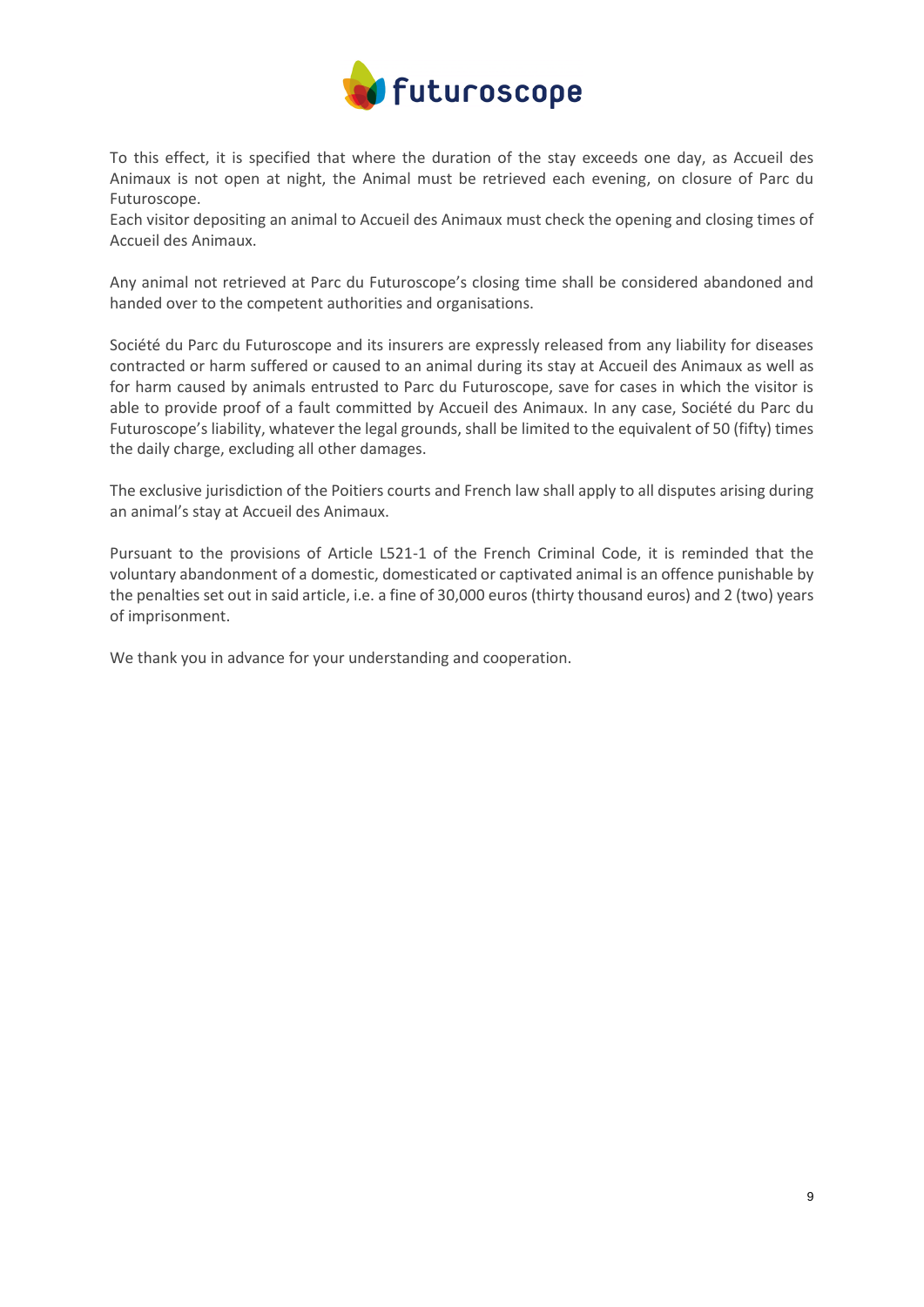To this effect, it is specified that where the duration of the stay exceeds one day, as Accueil des Animaux is not open at night, the Animal must be retrieved each evening, on closure of Parc du Futuroscope.
Each visitor depositing an animal to Accueil des Animaux must check the opening and closing times of Accueil des Animaux.

Any animal not retrieved at Parc du Futuroscope's closing time shall be considered abandoned and handed over to the competent authorities and organisations.

Société du Parc du Futuroscope and its insurers are expressly released from any liability for diseases contracted or harm suffered or caused to an animal during its stay at Accueil des Animaux as well as for harm caused by animals entrusted to Parc du Futuroscope, save for cases in which the visitor is able to provide proof of a fault committed by Accueil des Animaux. In any case, Société du Parc du Futuroscope's liability, whatever the legal grounds, shall be limited to the equivalent of 50 (fifty) times the daily charge, excluding all other damages.

The exclusive jurisdiction of the Poitiers courts and French law shall apply to all disputes arising during an animal's stay at Accueil des Animaux.

Pursuant to the provisions of Article L521-1 of the French Criminal Code, it is reminded that the voluntary abandonment of a domestic, domesticated or captivated animal is an offence punishable by the penalties set out in said article, i.e. a fine of 30,000 euros (thirty thousand euros) and 2 (two) years of imprisonment.

We thank you in advance for your understanding and cooperation.